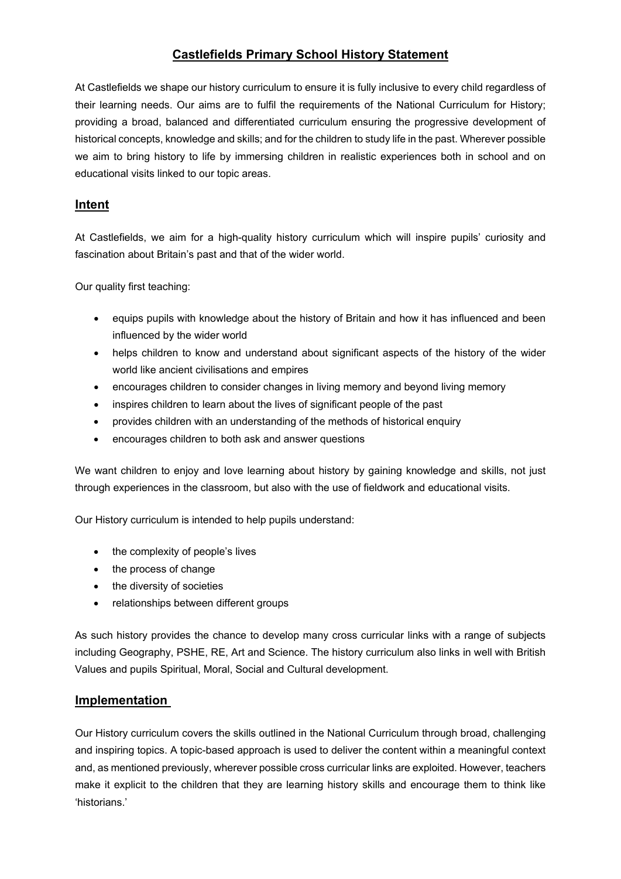# Castlefields Primary School History Statement

At Castlefields we shape our history curriculum to ensure it is fully inclusive to every child regardless of their learning needs. Our aims are to fulfil the requirements of the National Curriculum for History; providing a broad, balanced and differentiated curriculum ensuring the progressive development of historical concepts, knowledge and skills; and for the children to study life in the past. Wherever possible we aim to bring history to life by immersing children in realistic experiences both in school and on educational visits linked to our topic areas.

## Intent

At Castlefields, we aim for a high-quality history curriculum which will inspire pupils' curiosity and fascination about Britain's past and that of the wider world.

Our quality first teaching:

- equips pupils with knowledge about the history of Britain and how it has influenced and been influenced by the wider world
- helps children to know and understand about significant aspects of the history of the wider world like ancient civilisations and empires
- encourages children to consider changes in living memory and beyond living memory
- inspires children to learn about the lives of significant people of the past
- provides children with an understanding of the methods of historical enquiry
- encourages children to both ask and answer questions

We want children to enjoy and love learning about history by gaining knowledge and skills, not just through experiences in the classroom, but also with the use of fieldwork and educational visits.

Our History curriculum is intended to help pupils understand:

- the complexity of people's lives
- the process of change
- the diversity of societies
- relationships between different groups

As such history provides the chance to develop many cross curricular links with a range of subjects including Geography, PSHE, RE, Art and Science. The history curriculum also links in well with British Values and pupils Spiritual, Moral, Social and Cultural development.

## Implementation

Our History curriculum covers the skills outlined in the National Curriculum through broad, challenging and inspiring topics. A topic-based approach is used to deliver the content within a meaningful context and, as mentioned previously, wherever possible cross curricular links are exploited. However, teachers make it explicit to the children that they are learning history skills and encourage them to think like 'historians.'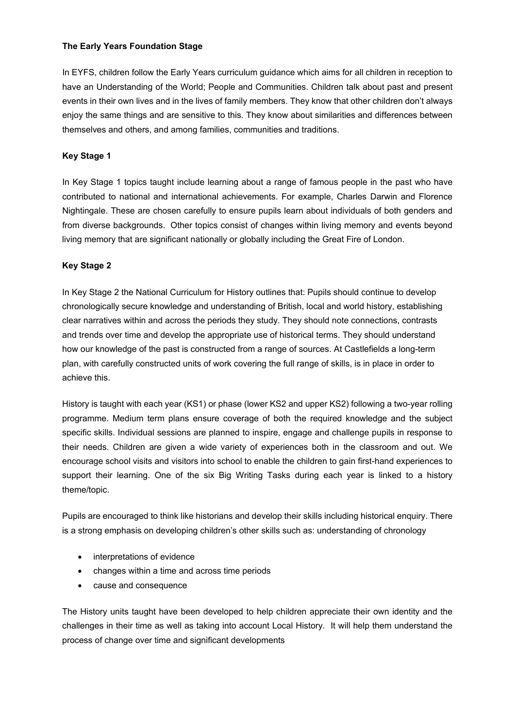**The Early Years Foundation Stage**

In EYFS, children follow the Early Years curriculum guidance which aims for all children in reception to have an Understanding of the World; People and Communities. Children talk about past and present events in their own lives and in the lives of family members. They know that other children don't always enjoy the same things and are sensitive to this. They know about similarities and differences between themselves and others, and among families, communities and traditions.

**Key Stage 1**

In Key Stage 1 topics taught include learning about a range of famous people in the past who have contributed to national and international achievements. For example, Charles Darwin and Florence Nightingale. These are chosen carefully to ensure pupils learn about individuals of both genders and from diverse backgrounds. Other topics consist of changes within living memory and events beyond living memory that are significant nationally or globally including the Great Fire of London.

**Key Stage 2**

In Key Stage 2 the National Curriculum for History outlines that: Pupils should continue to develop chronologically secure knowledge and understanding of British, local and world history, establishing clear narratives within and across the periods they study. They should note connections, contrasts and trends over time and develop the appropriate use of historical terms. They should understand how our knowledge of the past is constructed from a range of sources. At Castlefields a long-term plan, with carefully constructed units of work covering the full range of skills, is in place in order to achieve this.

History is taught with each year (KS1) or phase (lower KS2 and upper KS2) following a two-year rolling programme. Medium term plans ensure coverage of both the required knowledge and the subject specific skills. Individual sessions are planned to inspire, engage and challenge pupils in response to their needs. Children are given a wide variety of experiences both in the classroom and out. We encourage school visits and visitors into school to enable the children to gain first-hand experiences to support their learning. One of the six Big Writing Tasks during each year is linked to a history theme/topic.

Pupils are encouraged to think like historians and develop their skills including historical enquiry. There is a strong emphasis on developing children's other skills such as: understanding of chronology

- interpretations of evidence
- changes within a time and across time periods
- cause and consequence

The History units taught have been developed to help children appreciate their own identity and the challenges in their time as well as taking into account Local History. It will help them understand the process of change over time and significant developments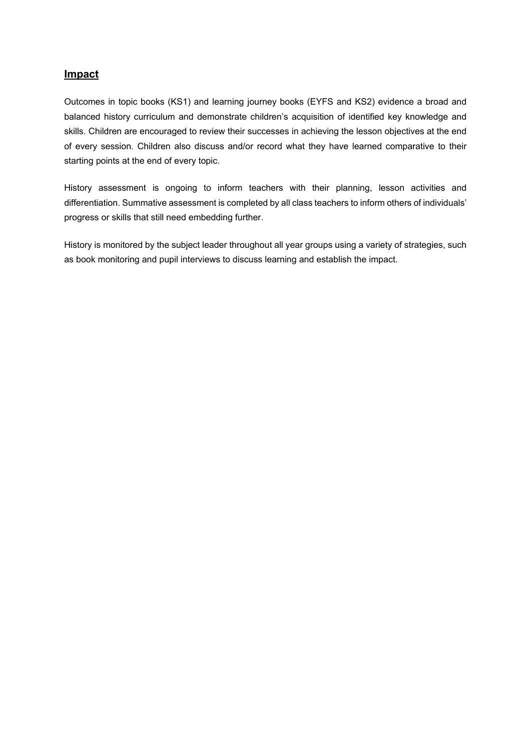## Impact

Outcomes in topic books (KS1) and learning journey books (EYFS and KS2) evidence a broad and balanced history curriculum and demonstrate children's acquisition of identified key knowledge and skills. Children are encouraged to review their successes in achieving the lesson objectives at the end of every session. Children also discuss and/or record what they have learned comparative to their starting points at the end of every topic.

History assessment is ongoing to inform teachers with their planning, lesson activities and differentiation. Summative assessment is completed by all class teachers to inform others of individuals' progress or skills that still need embedding further.

History is monitored by the subject leader throughout all year groups using a variety of strategies, such as book monitoring and pupil interviews to discuss learning and establish the impact.